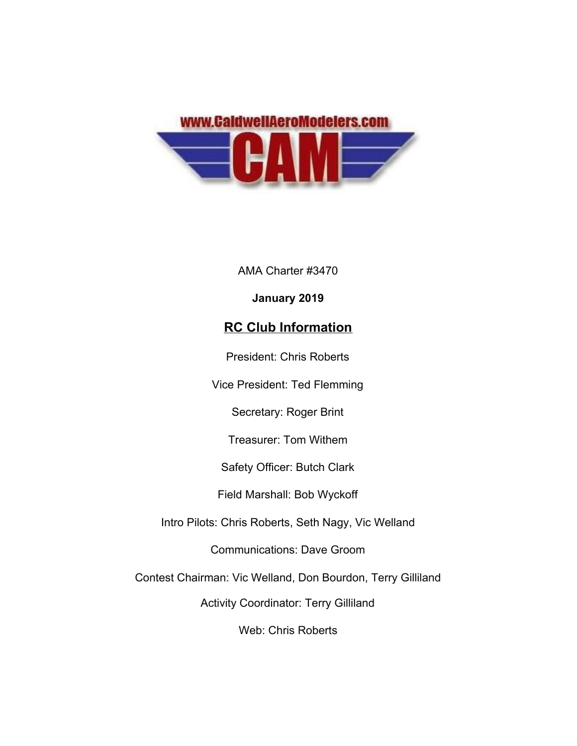www.CaldwellAeroModelers.com

CAM

AMA Charter #3470

**January 2019**

## RC Club Information

President: Chris Roberts

Vice President: Ted Flemming

Secretary: Roger Brint

Treasurer: Tom Withem

Safety Officer: Butch Clark

Field Marshall: Bob Wyckoff

Intro Pilots: Chris Roberts, Seth Nagy, Vic Welland

Communications: Dave Groom

Contest Chairman: Vic Welland, Don Bourdon, Terry Gilliland

Activity Coordinator: Terry Gilliland

Web: Chris Roberts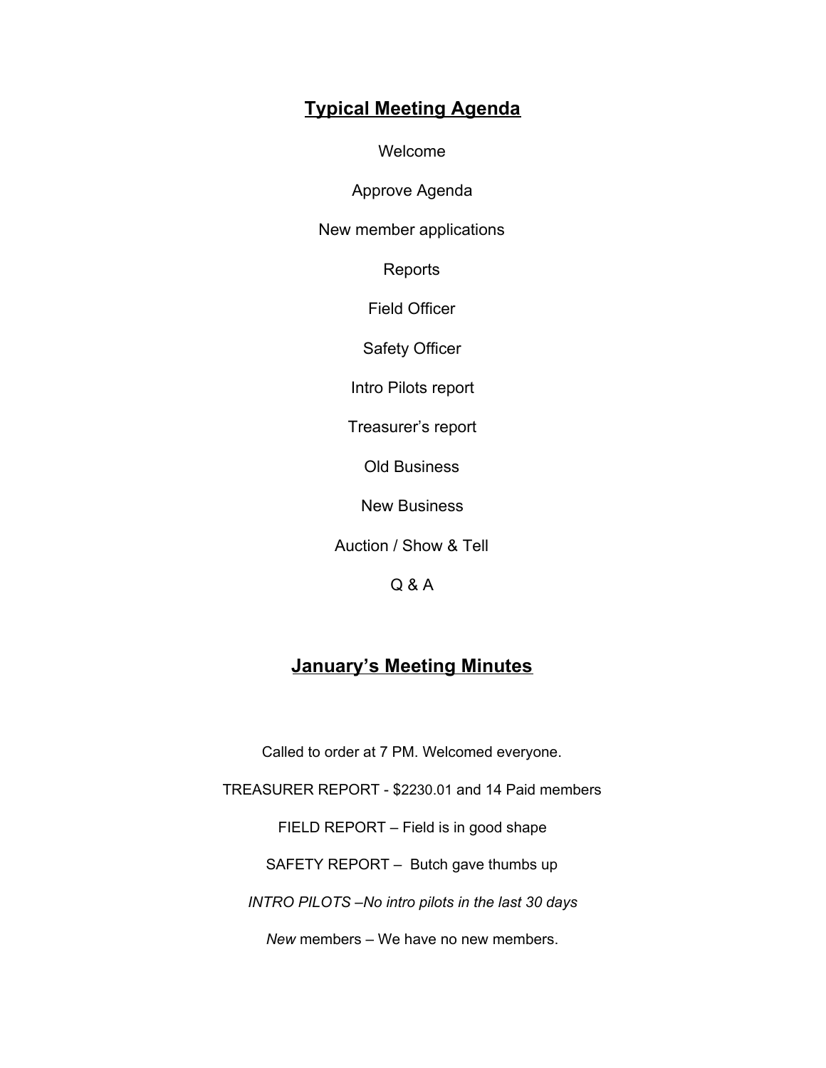## **Typical Meeting Agenda**

Welcome

Approve Agenda

New member applications

Reports

Field Officer

Safety Officer

Intro Pilots report

Treasurer’s report

Old Business

New Business

Auction / Show & Tell

Q & A

## **January’s Meeting Minutes**

Called to order at 7 PM. Welcomed everyone.

TREASURER REPORT - $2230.01 and 14 Paid members

FIELD REPORT – Field is in good shape

SAFETY REPORT – Butch gave thumbs up

*INTRO PILOTS –No intro pilots in the last 30 days*

*New* members – We have no new members.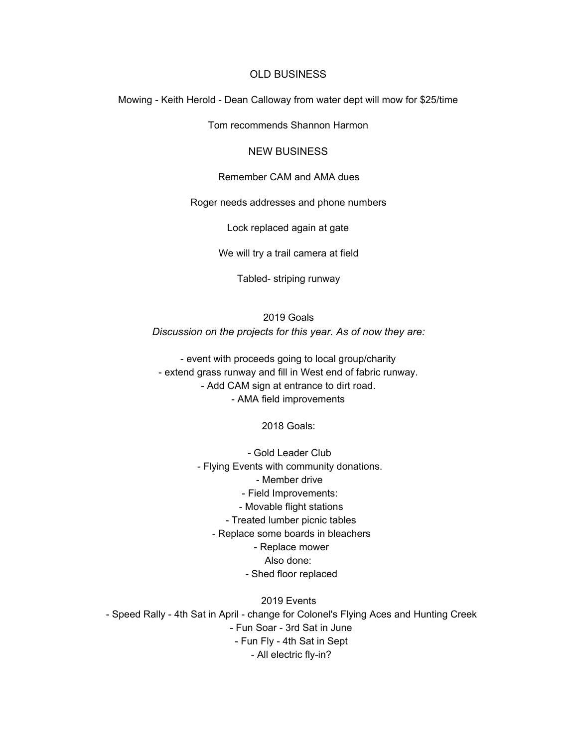## OLD BUSINESS

Mowing - Keith Herold - Dean Calloway from water dept will mow for $25/time

Tom recommends Shannon Harmon

## NEW BUSINESS

Remember CAM and AMA dues

Roger needs addresses and phone numbers

Lock replaced again at gate

We will try a trail camera at field

Tabled- striping runway

### 2019 Goals

*Discussion on the projects for this year. As of now they are:*

- event with proceeds going to local group/charity
- extend grass runway and fill in West end of fabric runway.
- Add CAM sign at entrance to dirt road.
- AMA field improvements

### 2018 Goals:

- Gold Leader Club
- Flying Events with community donations.
- Member drive
- Field Improvements:
- Movable flight stations
- Treated lumber picnic tables
- Replace some boards in bleachers
- Replace mower

Also done:

- Shed floor replaced

### 2019 Events

- Speed Rally - 4th Sat in April - change for Colonel's Flying Aces and Hunting Creek
- Fun Soar - 3rd Sat in June
- Fun Fly - 4th Sat in Sept
- All electric fly-in?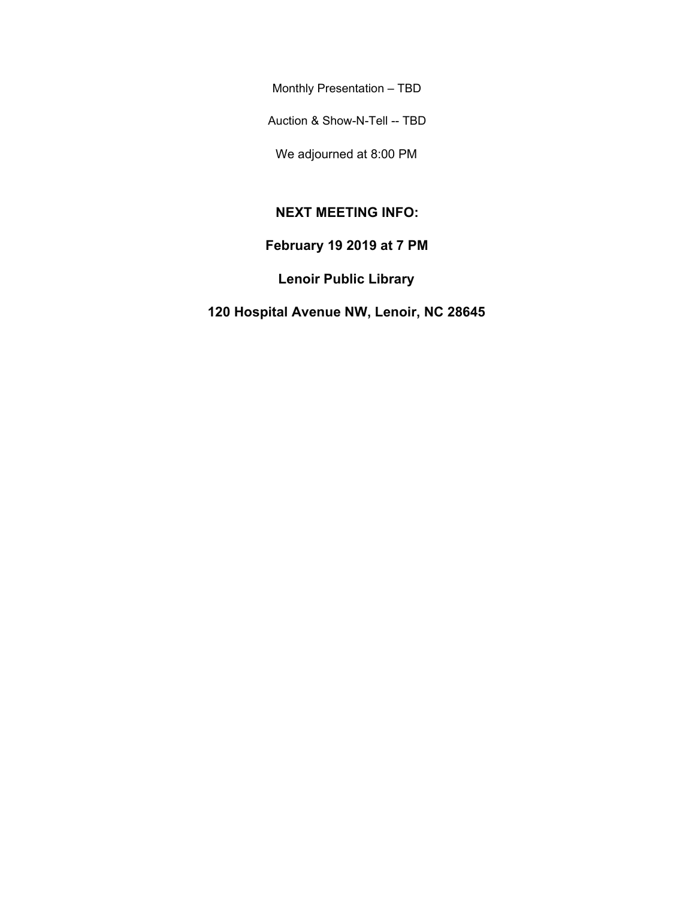Monthly Presentation – TBD

Auction & Show-N-Tell -- TBD

We adjourned at 8:00 PM

**NEXT MEETING INFO:**

**February 19 2019 at 7 PM**

**Lenoir Public Library**

**120 Hospital Avenue NW, Lenoir, NC 28645**